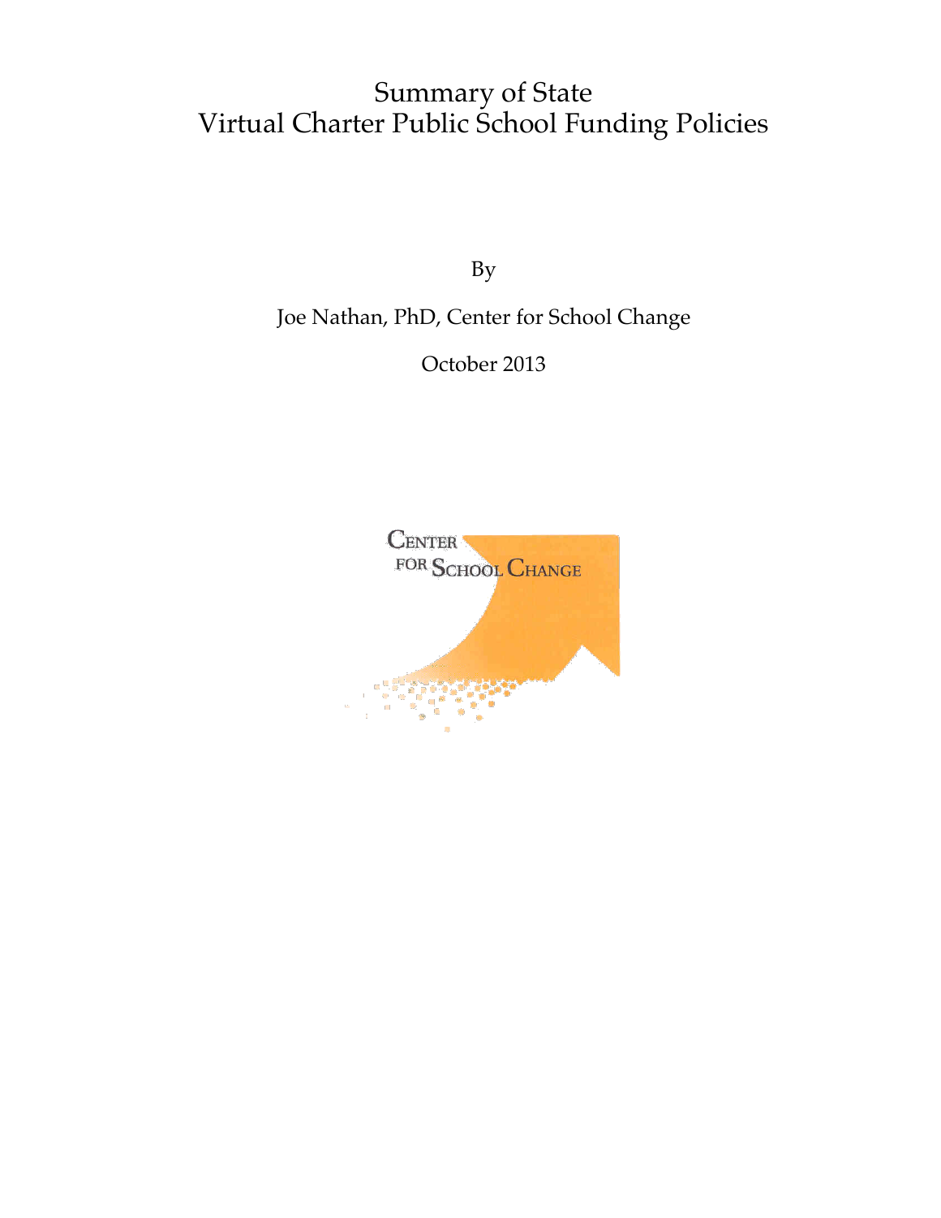# Summary of State Virtual Charter Public School Funding Policies

By

Joe Nathan, PhD, Center for School Change

October 2013

CENTER FOR SCHOOL CHANGE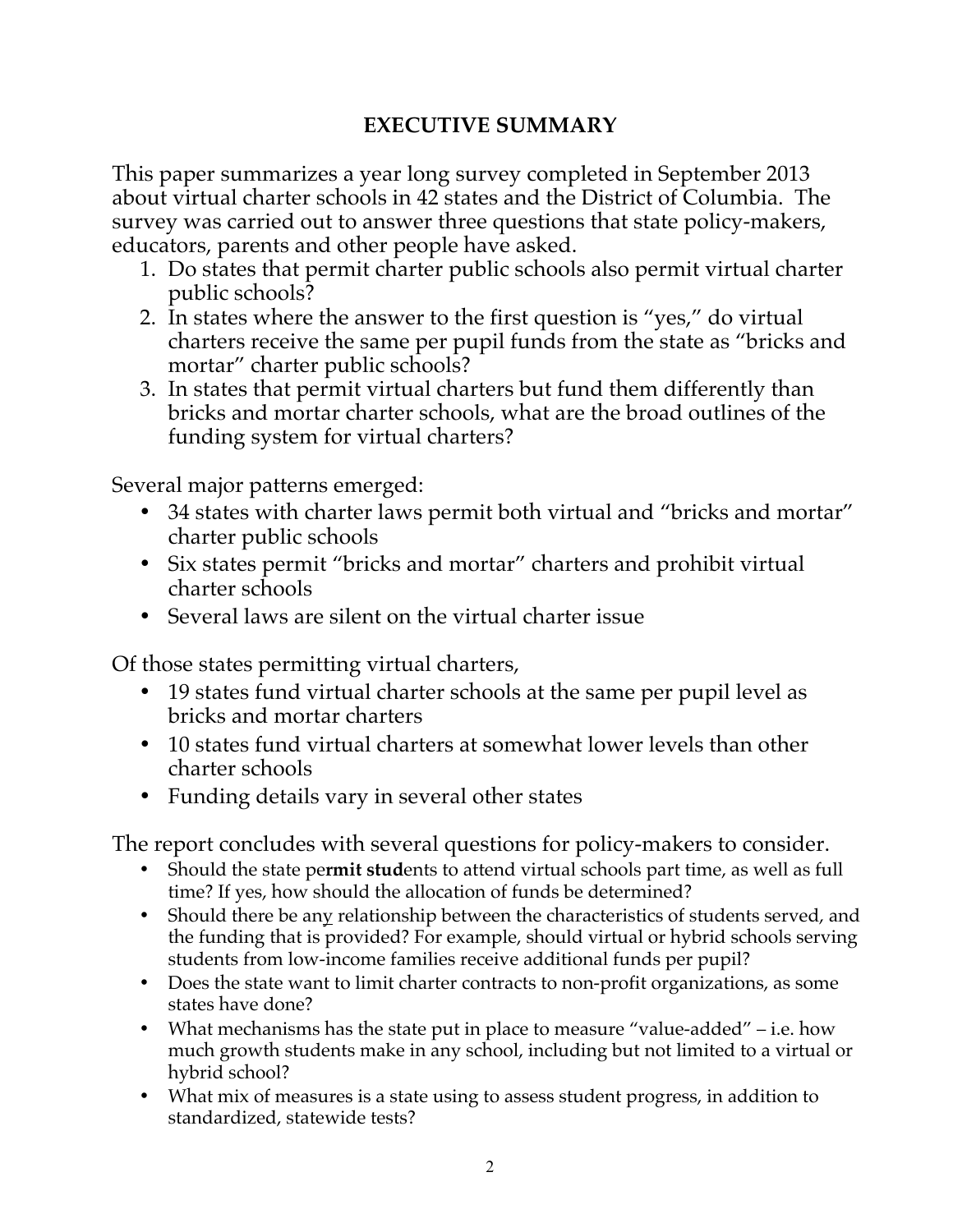# EXECUTIVE SUMMARY

This paper summarizes a year long survey completed in September 2013 about virtual charter schools in 42 states and the District of Columbia. The survey was carried out to answer three questions that state policy-makers, educators, parents and other people have asked.

1. Do states that permit charter public schools also permit virtual charter public schools?
2. In states where the answer to the first question is "yes," do virtual charters receive the same per pupil funds from the state as "bricks and mortar" charter public schools?
3. In states that permit virtual charters but fund them differently than bricks and mortar charter schools, what are the broad outlines of the funding system for virtual charters?

Several major patterns emerged:

- 34 states with charter laws permit both virtual and "bricks and mortar" charter public schools
- Six states permit "bricks and mortar" charters and prohibit virtual charter schools
- Several laws are silent on the virtual charter issue

Of those states permitting virtual charters,

- 19 states fund virtual charter schools at the same per pupil level as bricks and mortar charters
- 10 states fund virtual charters at somewhat lower levels than other charter schools
- Funding details vary in several other states

The report concludes with several questions for policy-makers to consider.

- Should the state permit students to attend virtual schools part time, as well as full time? If yes, how should the allocation of funds be determined?
- Should there be any relationship between the characteristics of students served, and the funding that is provided? For example, should virtual or hybrid schools serving students from low-income families receive additional funds per pupil?
- Does the state want to limit charter contracts to non-profit organizations, as some states have done?
- What mechanisms has the state put in place to measure "value-added" – i.e. how much growth students make in any school, including but not limited to a virtual or hybrid school?
- What mix of measures is a state using to assess student progress, in addition to standardized, statewide tests?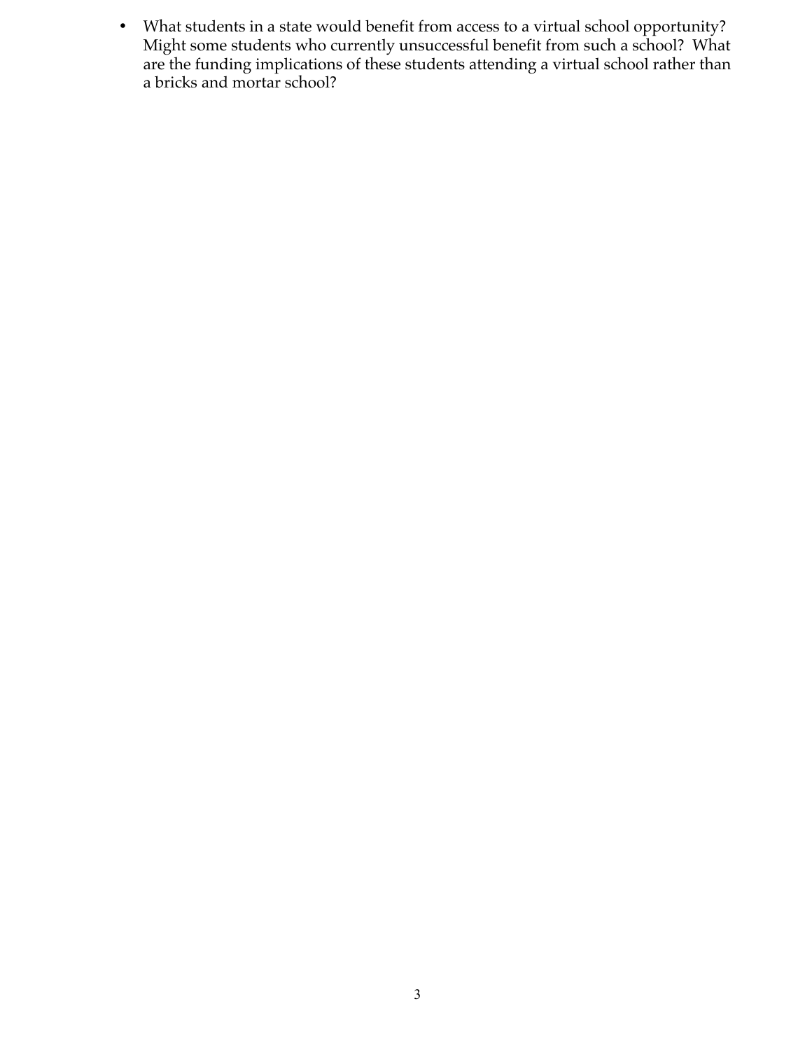- What students in a state would benefit from access to a virtual school opportunity? Might some students who currently unsuccessful benefit from such a school? What are the funding implications of these students attending a virtual school rather than a bricks and mortar school?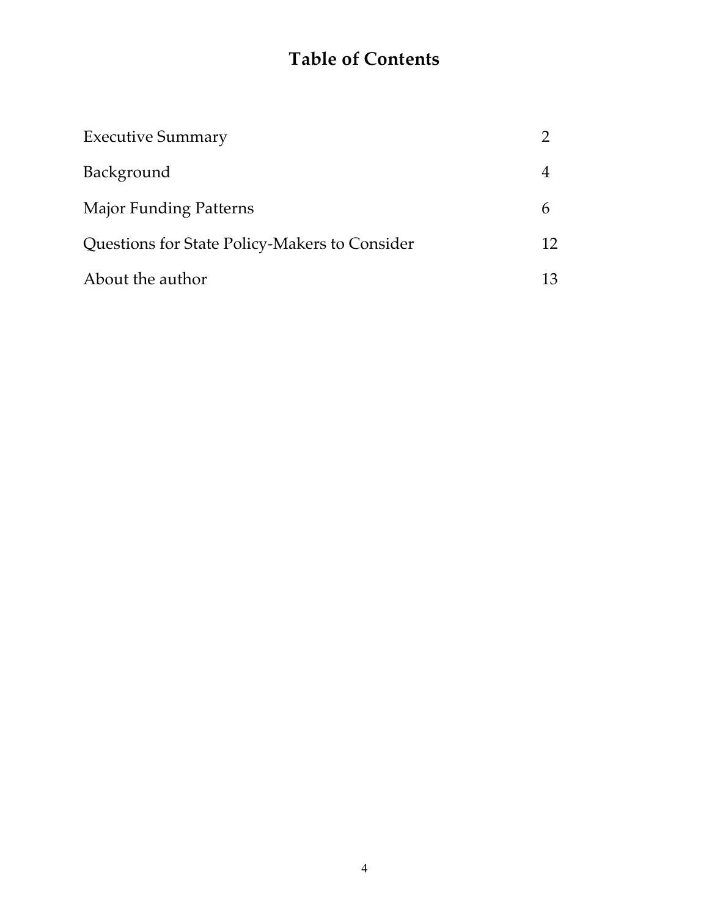# Table of Contents

| | |
|---|---|
| Executive Summary | 2 |
| Background | 4 |
| Major Funding Patterns | 6 |
| Questions for State Policy-Makers to Consider | 12 |
| About the author | 13 |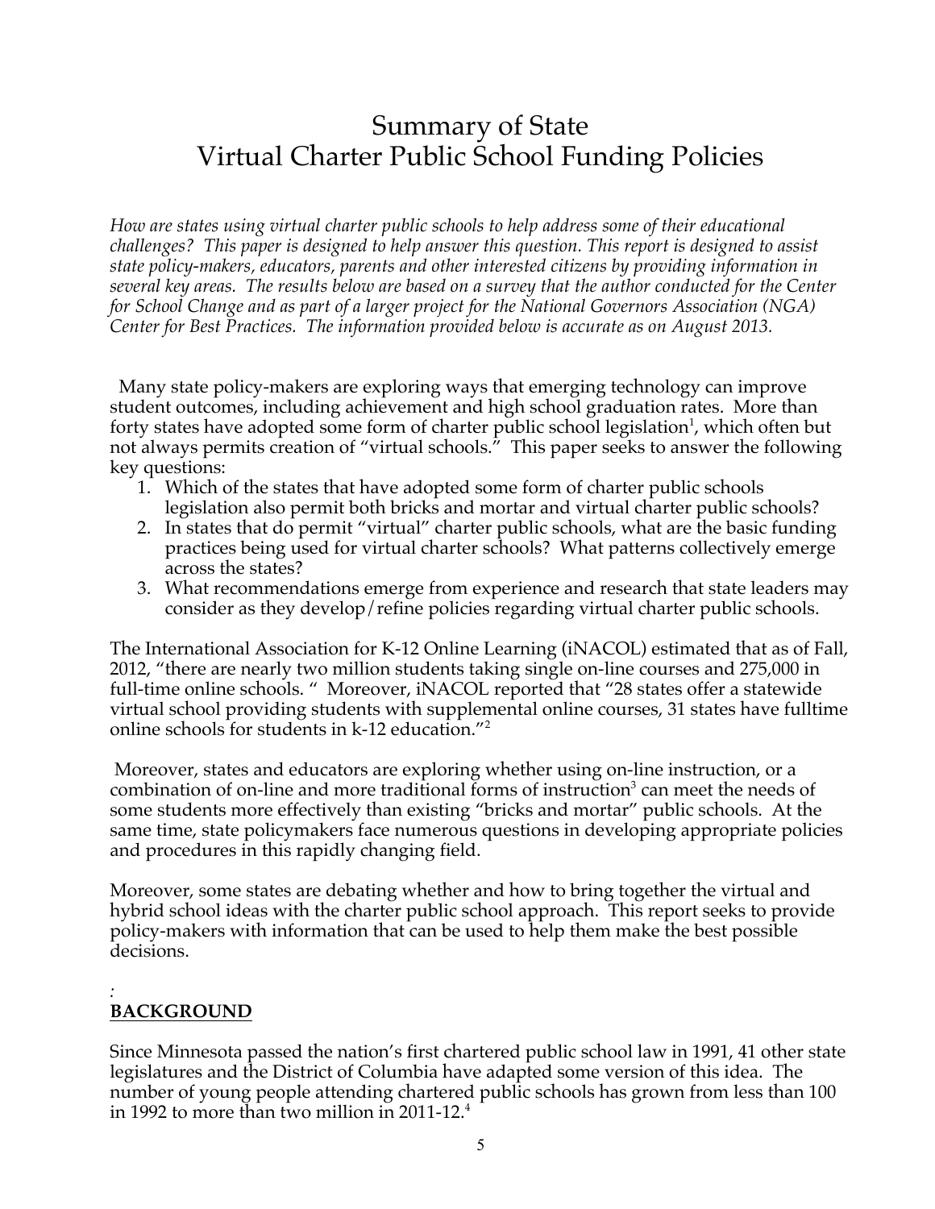# Summary of State Virtual Charter Public School Funding Policies

*How are states using virtual charter public schools to help address some of their educational challenges? This paper is designed to help answer this question. This report is designed to assist state policy-makers, educators, parents and other interested citizens by providing information in several key areas. The results below are based on a survey that the author conducted for the Center for School Change and as part of a larger project for the National Governors Association (NGA) Center for Best Practices. The information provided below is accurate as on August 2013.*

Many state policy-makers are exploring ways that emerging technology can improve student outcomes, including achievement and high school graduation rates. More than forty states have adopted some form of charter public school legislation[1], which often but not always permits creation of "virtual schools." This paper seeks to answer the following key questions:

1. Which of the states that have adopted some form of charter public schools legislation also permit both bricks and mortar and virtual charter public schools?
2. In states that do permit "virtual" charter public schools, what are the basic funding practices being used for virtual charter schools? What patterns collectively emerge across the states?
3. What recommendations emerge from experience and research that state leaders may consider as they develop/refine policies regarding virtual charter public schools.

The International Association for K-12 Online Learning (iNACOL) estimated that as of Fall, 2012, "there are nearly two million students taking single on-line courses and 275,000 in full-time online schools. " Moreover, iNACOL reported that "28 states offer a statewide virtual school providing students with supplemental online courses, 31 states have fulltime online schools for students in k-12 education."[2]

Moreover, states and educators are exploring whether using on-line instruction, or a combination of on-line and more traditional forms of instruction[3] can meet the needs of some students more effectively than existing "bricks and mortar" public schools. At the same time, state policymakers face numerous questions in developing appropriate policies and procedures in this rapidly changing field.

Moreover, some states are debating whether and how to bring together the virtual and hybrid school ideas with the charter public school approach. This report seeks to provide policy-makers with information that can be used to help them make the best possible decisions.

## BACKGROUND

Since Minnesota passed the nation's first chartered public school law in 1991, 41 other state legislatures and the District of Columbia have adapted some version of this idea. The number of young people attending chartered public schools has grown from less than 100 in 1992 to more than two million in 2011-12.[4]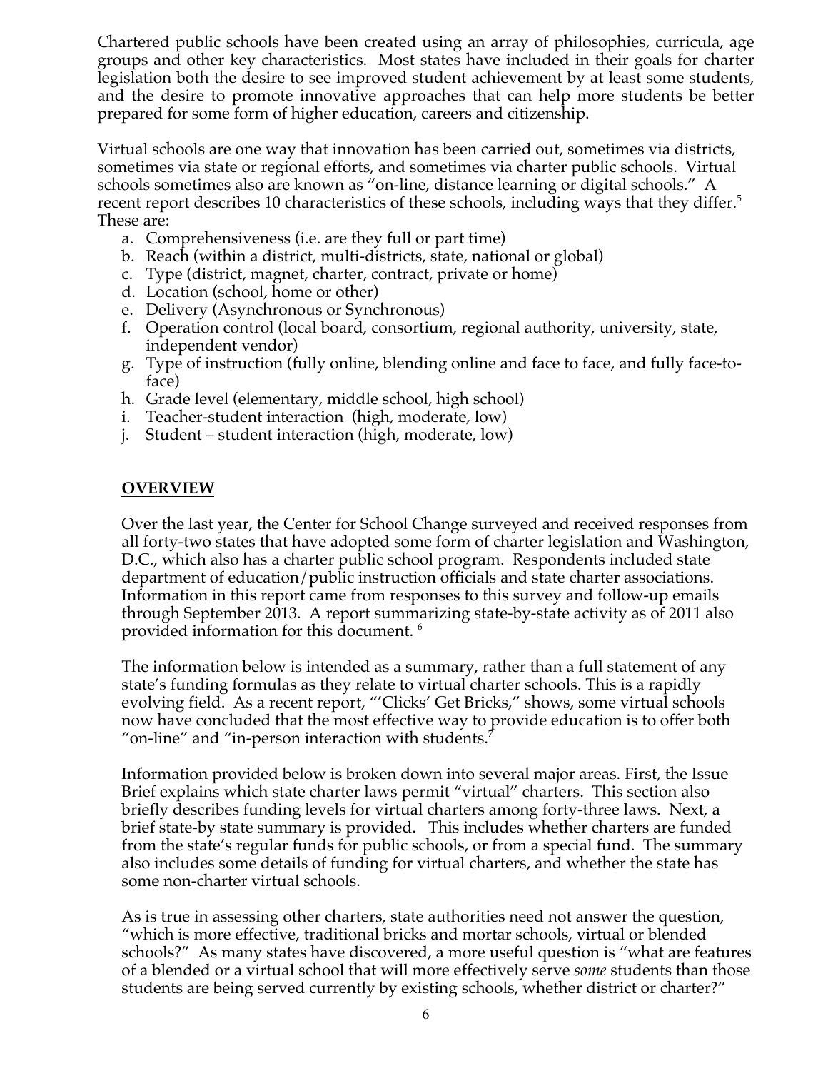Chartered public schools have been created using an array of philosophies, curricula, age groups and other key characteristics. Most states have included in their goals for charter legislation both the desire to see improved student achievement by at least some students, and the desire to promote innovative approaches that can help more students be better prepared for some form of higher education, careers and citizenship.

Virtual schools are one way that innovation has been carried out, sometimes via districts, sometimes via state or regional efforts, and sometimes via charter public schools. Virtual schools sometimes also are known as "on-line, distance learning or digital schools." A recent report describes 10 characteristics of these schools, including ways that they differ.[5] These are:

a. Comprehensiveness (i.e. are they full or part time)
b. Reach (within a district, multi-districts, state, national or global)
c. Type (district, magnet, charter, contract, private or home)
d. Location (school, home or other)
e. Delivery (Asynchronous or Synchronous)
f. Operation control (local board, consortium, regional authority, university, state, independent vendor)
g. Type of instruction (fully online, blending online and face to face, and fully face-to-face)
h. Grade level (elementary, middle school, high school)
i. Teacher-student interaction (high, moderate, low)
j. Student – student interaction (high, moderate, low)

## OVERVIEW

Over the last year, the Center for School Change surveyed and received responses from all forty-two states that have adopted some form of charter legislation and Washington, D.C., which also has a charter public school program. Respondents included state department of education/public instruction officials and state charter associations. Information in this report came from responses to this survey and follow-up emails through September 2013. A report summarizing state-by-state activity as of 2011 also provided information for this document. [6]

The information below is intended as a summary, rather than a full statement of any state's funding formulas as they relate to virtual charter schools. This is a rapidly evolving field. As a recent report, "'Clicks' Get Bricks," shows, some virtual schools now have concluded that the most effective way to provide education is to offer both "on-line" and "in-person interaction with students.[7]

Information provided below is broken down into several major areas. First, the Issue Brief explains which state charter laws permit "virtual" charters. This section also briefly describes funding levels for virtual charters among forty-three laws. Next, a brief state-by state summary is provided. This includes whether charters are funded from the state's regular funds for public schools, or from a special fund. The summary also includes some details of funding for virtual charters, and whether the state has some non-charter virtual schools.

As is true in assessing other charters, state authorities need not answer the question, "which is more effective, traditional bricks and mortar schools, virtual or blended schools?" As many states have discovered, a more useful question is "what are features of a blended or a virtual school that will more effectively serve *some* students than those students are being served currently by existing schools, whether district or charter?"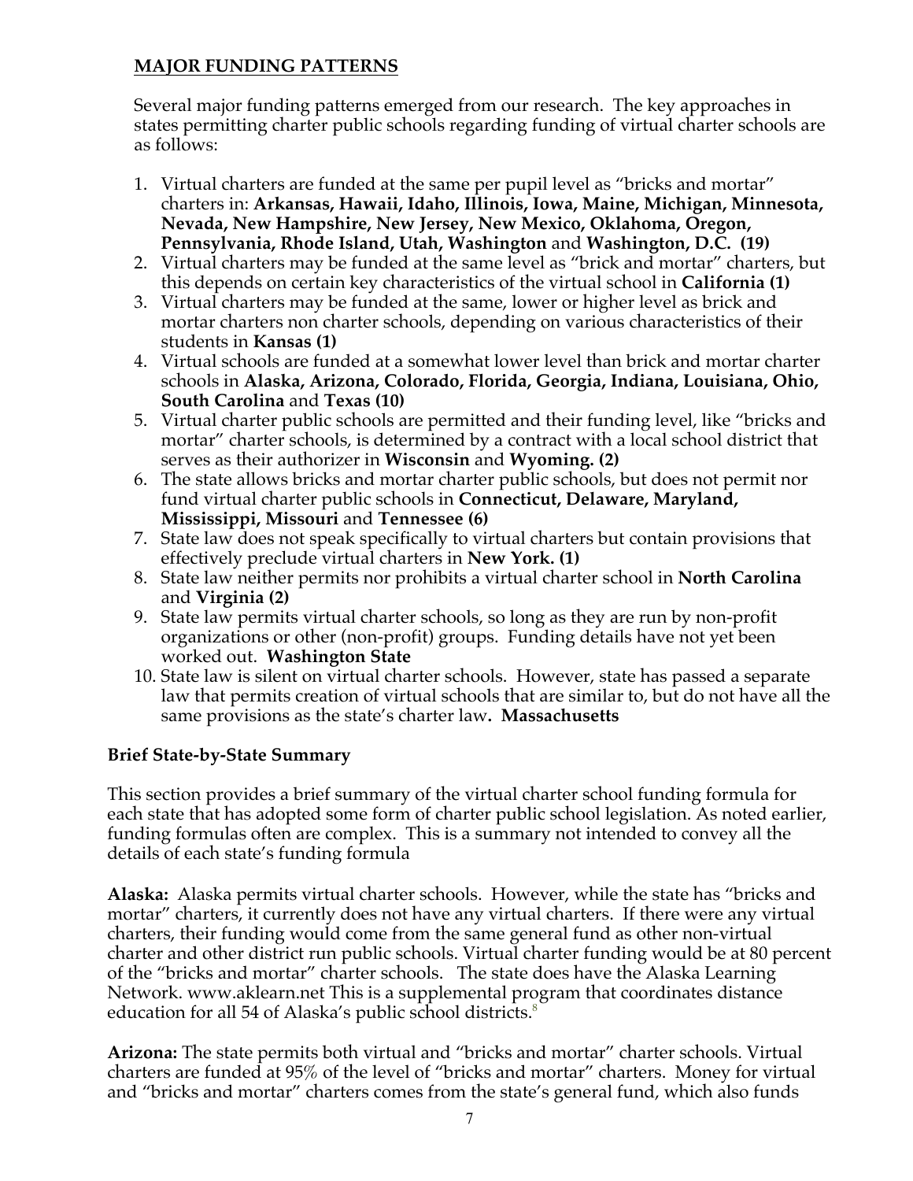## MAJOR FUNDING PATTERNS

Several major funding patterns emerged from our research. The key approaches in states permitting charter public schools regarding funding of virtual charter schools are as follows:

1. Virtual charters are funded at the same per pupil level as "bricks and mortar" charters in: **Arkansas, Hawaii, Idaho, Illinois, Iowa, Maine, Michigan, Minnesota, Nevada, New Hampshire, New Jersey, New Mexico, Oklahoma, Oregon, Pennsylvania, Rhode Island, Utah, Washington** and **Washington, D.C. (19)**
2. Virtual charters may be funded at the same level as "brick and mortar" charters, but this depends on certain key characteristics of the virtual school in **California (1)**
3. Virtual charters may be funded at the same, lower or higher level as brick and mortar charters non charter schools, depending on various characteristics of their students in **Kansas (1)**
4. Virtual schools are funded at a somewhat lower level than brick and mortar charter schools in **Alaska, Arizona, Colorado, Florida, Georgia, Indiana, Louisiana, Ohio, South Carolina** and **Texas (10)**
5. Virtual charter public schools are permitted and their funding level, like "bricks and mortar" charter schools, is determined by a contract with a local school district that serves as their authorizer in **Wisconsin** and **Wyoming. (2)**
6. The state allows bricks and mortar charter public schools, but does not permit nor fund virtual charter public schools in **Connecticut, Delaware, Maryland, Mississippi, Missouri** and **Tennessee (6)**
7. State law does not speak specifically to virtual charters but contain provisions that effectively preclude virtual charters in **New York. (1)**
8. State law neither permits nor prohibits a virtual charter school in **North Carolina** and **Virginia (2)**
9. State law permits virtual charter schools, so long as they are run by non-profit organizations or other (non-profit) groups. Funding details have not yet been worked out. **Washington State**
10. State law is silent on virtual charter schools. However, state has passed a separate law that permits creation of virtual schools that are similar to, but do not have all the same provisions as the state's charter law**. Massachusetts**

### Brief State-by-State Summary

This section provides a brief summary of the virtual charter school funding formula for each state that has adopted some form of charter public school legislation. As noted earlier, funding formulas often are complex. This is a summary not intended to convey all the details of each state's funding formula

**Alaska:** Alaska permits virtual charter schools. However, while the state has "bricks and mortar" charters, it currently does not have any virtual charters. If there were any virtual charters, their funding would come from the same general fund as other non-virtual charter and other district run public schools. Virtual charter funding would be at 80 percent of the "bricks and mortar" charter schools. The state does have the Alaska Learning Network. www.aklearn.net This is a supplemental program that coordinates distance education for all 54 of Alaska's public school districts.[8]

**Arizona:** The state permits both virtual and "bricks and mortar" charter schools. Virtual charters are funded at 95% of the level of "bricks and mortar" charters. Money for virtual and "bricks and mortar" charters comes from the state's general fund, which also funds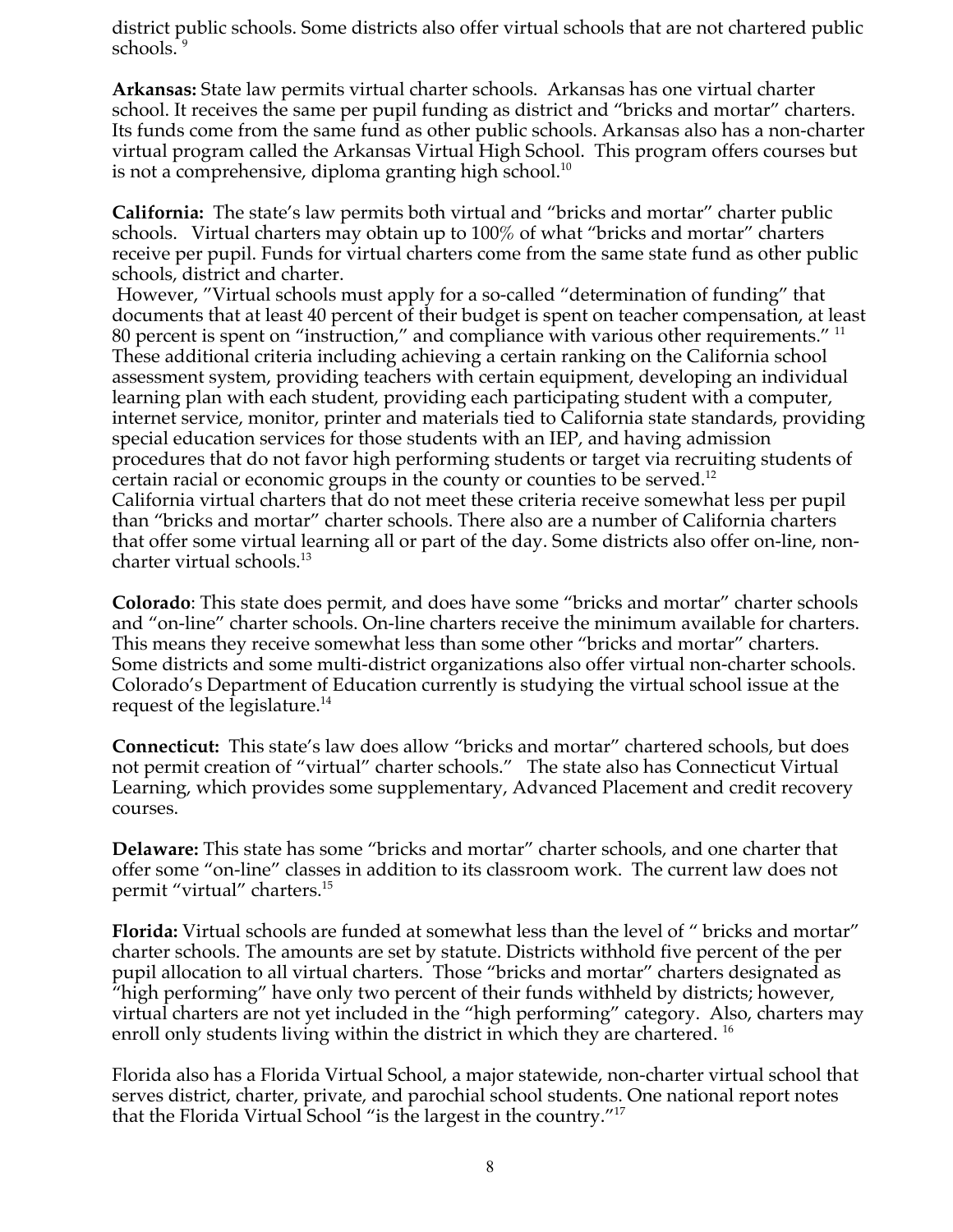district public schools. Some districts also offer virtual schools that are not chartered public schools. [9]

**Arkansas:** State law permits virtual charter schools. Arkansas has one virtual charter school. It receives the same per pupil funding as district and "bricks and mortar" charters. Its funds come from the same fund as other public schools. Arkansas also has a non-charter virtual program called the Arkansas Virtual High School. This program offers courses but is not a comprehensive, diploma granting high school.[10]

**California:** The state's law permits both virtual and "bricks and mortar" charter public schools. Virtual charters may obtain up to 100% of what "bricks and mortar" charters receive per pupil. Funds for virtual charters come from the same state fund as other public schools, district and charter.

However, "Virtual schools must apply for a so-called "determination of funding" that documents that at least 40 percent of their budget is spent on teacher compensation, at least 80 percent is spent on "instruction," and compliance with various other requirements." [11] These additional criteria including achieving a certain ranking on the California school assessment system, providing teachers with certain equipment, developing an individual learning plan with each student, providing each participating student with a computer, internet service, monitor, printer and materials tied to California state standards, providing special education services for those students with an IEP, and having admission procedures that do not favor high performing students or target via recruiting students of certain racial or economic groups in the county or counties to be served.[12]
California virtual charters that do not meet these criteria receive somewhat less per pupil than "bricks and mortar" charter schools. There also are a number of California charters that offer some virtual learning all or part of the day. Some districts also offer on-line, non-charter virtual schools.[13]

**Colorado**: This state does permit, and does have some "bricks and mortar" charter schools and "on-line" charter schools. On-line charters receive the minimum available for charters. This means they receive somewhat less than some other "bricks and mortar" charters. Some districts and some multi-district organizations also offer virtual non-charter schools. Colorado's Department of Education currently is studying the virtual school issue at the request of the legislature.[14]

**Connecticut:** This state's law does allow "bricks and mortar" chartered schools, but does not permit creation of "virtual" charter schools." The state also has Connecticut Virtual Learning, which provides some supplementary, Advanced Placement and credit recovery courses.

**Delaware:** This state has some "bricks and mortar" charter schools, and one charter that offer some "on-line" classes in addition to its classroom work. The current law does not permit "virtual" charters.[15]

**Florida:** Virtual schools are funded at somewhat less than the level of " bricks and mortar" charter schools. The amounts are set by statute. Districts withhold five percent of the per pupil allocation to all virtual charters. Those "bricks and mortar" charters designated as "high performing" have only two percent of their funds withheld by districts; however, virtual charters are not yet included in the "high performing" category. Also, charters may enroll only students living within the district in which they are chartered. [16]

Florida also has a Florida Virtual School, a major statewide, non-charter virtual school that serves district, charter, private, and parochial school students. One national report notes that the Florida Virtual School "is the largest in the country."[17]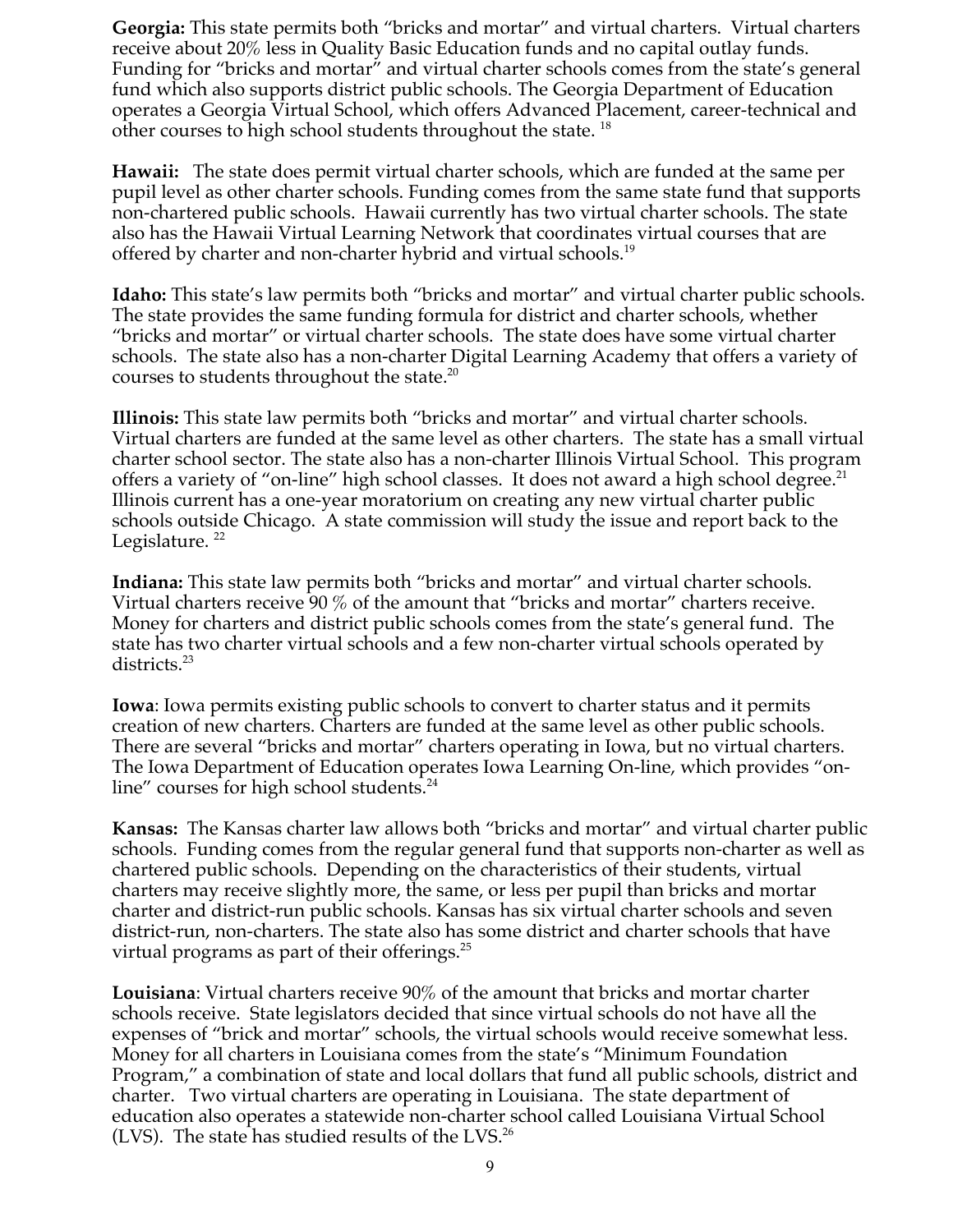**Georgia:** This state permits both "bricks and mortar" and virtual charters. Virtual charters receive about 20% less in Quality Basic Education funds and no capital outlay funds. Funding for "bricks and mortar" and virtual charter schools comes from the state's general fund which also supports district public schools. The Georgia Department of Education operates a Georgia Virtual School, which offers Advanced Placement, career-technical and other courses to high school students throughout the state. [18]

**Hawaii:** The state does permit virtual charter schools, which are funded at the same per pupil level as other charter schools. Funding comes from the same state fund that supports non-chartered public schools. Hawaii currently has two virtual charter schools. The state also has the Hawaii Virtual Learning Network that coordinates virtual courses that are offered by charter and non-charter hybrid and virtual schools.[19]

**Idaho:** This state's law permits both "bricks and mortar" and virtual charter public schools. The state provides the same funding formula for district and charter schools, whether "bricks and mortar" or virtual charter schools. The state does have some virtual charter schools. The state also has a non-charter Digital Learning Academy that offers a variety of courses to students throughout the state.[20]

**Illinois:** This state law permits both "bricks and mortar" and virtual charter schools. Virtual charters are funded at the same level as other charters. The state has a small virtual charter school sector. The state also has a non-charter Illinois Virtual School. This program offers a variety of "on-line" high school classes. It does not award a high school degree.[21] Illinois current has a one-year moratorium on creating any new virtual charter public schools outside Chicago. A state commission will study the issue and report back to the Legislature. [22]

**Indiana:** This state law permits both "bricks and mortar" and virtual charter schools. Virtual charters receive 90 % of the amount that "bricks and mortar" charters receive. Money for charters and district public schools comes from the state's general fund. The state has two charter virtual schools and a few non-charter virtual schools operated by districts.[23]

**Iowa**: Iowa permits existing public schools to convert to charter status and it permits creation of new charters. Charters are funded at the same level as other public schools. There are several "bricks and mortar" charters operating in Iowa, but no virtual charters. The Iowa Department of Education operates Iowa Learning On-line, which provides "on-line" courses for high school students.[24]

**Kansas:** The Kansas charter law allows both "bricks and mortar" and virtual charter public schools. Funding comes from the regular general fund that supports non-charter as well as chartered public schools. Depending on the characteristics of their students, virtual charters may receive slightly more, the same, or less per pupil than bricks and mortar charter and district-run public schools. Kansas has six virtual charter schools and seven district-run, non-charters. The state also has some district and charter schools that have virtual programs as part of their offerings.[25]

**Louisiana**: Virtual charters receive 90% of the amount that bricks and mortar charter schools receive. State legislators decided that since virtual schools do not have all the expenses of "brick and mortar" schools, the virtual schools would receive somewhat less. Money for all charters in Louisiana comes from the state's "Minimum Foundation Program," a combination of state and local dollars that fund all public schools, district and charter. Two virtual charters are operating in Louisiana. The state department of education also operates a statewide non-charter school called Louisiana Virtual School (LVS). The state has studied results of the LVS.[26]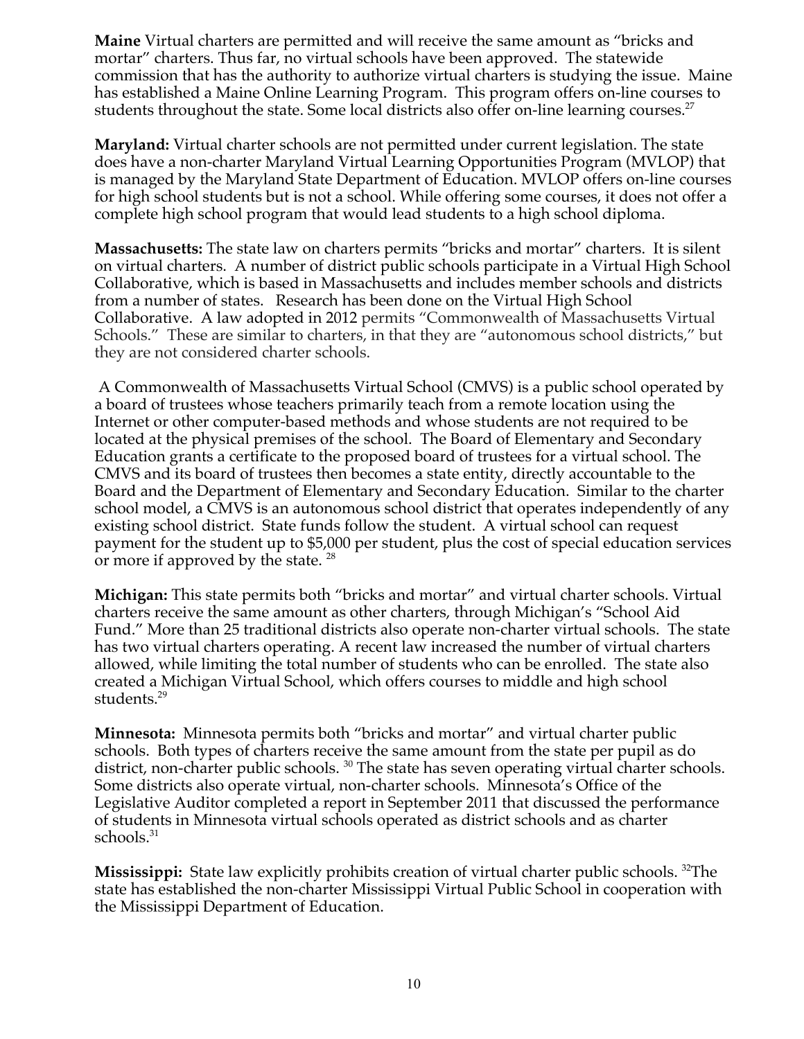**Maine** Virtual charters are permitted and will receive the same amount as "bricks and mortar" charters. Thus far, no virtual schools have been approved. The statewide commission that has the authority to authorize virtual charters is studying the issue. Maine has established a Maine Online Learning Program. This program offers on-line courses to students throughout the state. Some local districts also offer on-line learning courses.[27]

**Maryland:** Virtual charter schools are not permitted under current legislation. The state does have a non-charter Maryland Virtual Learning Opportunities Program (MVLOP) that is managed by the Maryland State Department of Education. MVLOP offers on-line courses for high school students but is not a school. While offering some courses, it does not offer a complete high school program that would lead students to a high school diploma.

**Massachusetts:** The state law on charters permits "bricks and mortar" charters. It is silent on virtual charters. A number of district public schools participate in a Virtual High School Collaborative, which is based in Massachusetts and includes member schools and districts from a number of states. Research has been done on the Virtual High School Collaborative. A law adopted in 2012 permits "Commonwealth of Massachusetts Virtual Schools." These are similar to charters, in that they are "autonomous school districts," but they are not considered charter schools.

A Commonwealth of Massachusetts Virtual School (CMVS) is a public school operated by a board of trustees whose teachers primarily teach from a remote location using the Internet or other computer-based methods and whose students are not required to be located at the physical premises of the school. The Board of Elementary and Secondary Education grants a certificate to the proposed board of trustees for a virtual school. The CMVS and its board of trustees then becomes a state entity, directly accountable to the Board and the Department of Elementary and Secondary Education. Similar to the charter school model, a CMVS is an autonomous school district that operates independently of any existing school district. State funds follow the student. A virtual school can request payment for the student up to $5,000 per student, plus the cost of special education services or more if approved by the state. [28]

**Michigan:** This state permits both "bricks and mortar" and virtual charter schools. Virtual charters receive the same amount as other charters, through Michigan's "School Aid Fund." More than 25 traditional districts also operate non-charter virtual schools. The state has two virtual charters operating. A recent law increased the number of virtual charters allowed, while limiting the total number of students who can be enrolled. The state also created a Michigan Virtual School, which offers courses to middle and high school students.[29]

**Minnesota:** Minnesota permits both "bricks and mortar" and virtual charter public schools. Both types of charters receive the same amount from the state per pupil as do district, non-charter public schools. [30] The state has seven operating virtual charter schools. Some districts also operate virtual, non-charter schools. Minnesota's Office of the Legislative Auditor completed a report in September 2011 that discussed the performance of students in Minnesota virtual schools operated as district schools and as charter schools.[31]

**Mississippi:** State law explicitly prohibits creation of virtual charter public schools. [32]The state has established the non-charter Mississippi Virtual Public School in cooperation with the Mississippi Department of Education.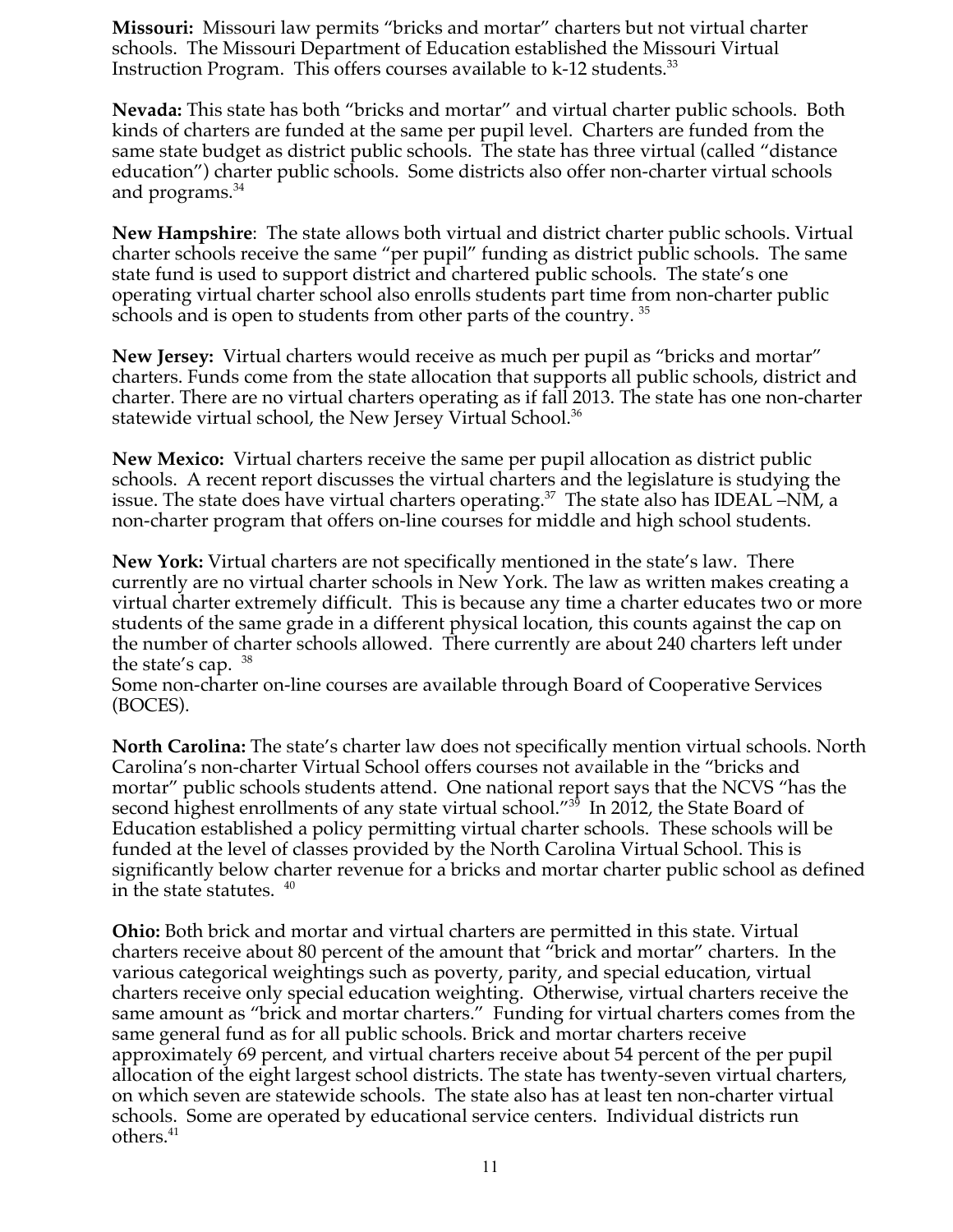**Missouri:** Missouri law permits "bricks and mortar" charters but not virtual charter schools. The Missouri Department of Education established the Missouri Virtual Instruction Program. This offers courses available to k-12 students.[33]

**Nevada:** This state has both "bricks and mortar" and virtual charter public schools. Both kinds of charters are funded at the same per pupil level. Charters are funded from the same state budget as district public schools. The state has three virtual (called "distance education") charter public schools. Some districts also offer non-charter virtual schools and programs.[34]

**New Hampshire**: The state allows both virtual and district charter public schools. Virtual charter schools receive the same "per pupil" funding as district public schools. The same state fund is used to support district and chartered public schools. The state's one operating virtual charter school also enrolls students part time from non-charter public schools and is open to students from other parts of the country. [35]

**New Jersey:** Virtual charters would receive as much per pupil as "bricks and mortar" charters. Funds come from the state allocation that supports all public schools, district and charter. There are no virtual charters operating as if fall 2013. The state has one non-charter statewide virtual school, the New Jersey Virtual School.[36]

**New Mexico:** Virtual charters receive the same per pupil allocation as district public schools. A recent report discusses the virtual charters and the legislature is studying the issue. The state does have virtual charters operating.[37] The state also has IDEAL –NM, a non-charter program that offers on-line courses for middle and high school students.

**New York:** Virtual charters are not specifically mentioned in the state's law. There currently are no virtual charter schools in New York. The law as written makes creating a virtual charter extremely difficult. This is because any time a charter educates two or more students of the same grade in a different physical location, this counts against the cap on the number of charter schools allowed. There currently are about 240 charters left under the state's cap. [38]
Some non-charter on-line courses are available through Board of Cooperative Services (BOCES).

**North Carolina:** The state's charter law does not specifically mention virtual schools. North Carolina's non-charter Virtual School offers courses not available in the "bricks and mortar" public schools students attend. One national report says that the NCVS "has the second highest enrollments of any state virtual school."[39] In 2012, the State Board of Education established a policy permitting virtual charter schools. These schools will be funded at the level of classes provided by the North Carolina Virtual School. This is significantly below charter revenue for a bricks and mortar charter public school as defined in the state statutes. [40]

**Ohio:** Both brick and mortar and virtual charters are permitted in this state. Virtual charters receive about 80 percent of the amount that "brick and mortar" charters. In the various categorical weightings such as poverty, parity, and special education, virtual charters receive only special education weighting. Otherwise, virtual charters receive the same amount as "brick and mortar charters." Funding for virtual charters comes from the same general fund as for all public schools. Brick and mortar charters receive approximately 69 percent, and virtual charters receive about 54 percent of the per pupil allocation of the eight largest school districts. The state has twenty-seven virtual charters, on which seven are statewide schools. The state also has at least ten non-charter virtual schools. Some are operated by educational service centers. Individual districts run others.[41]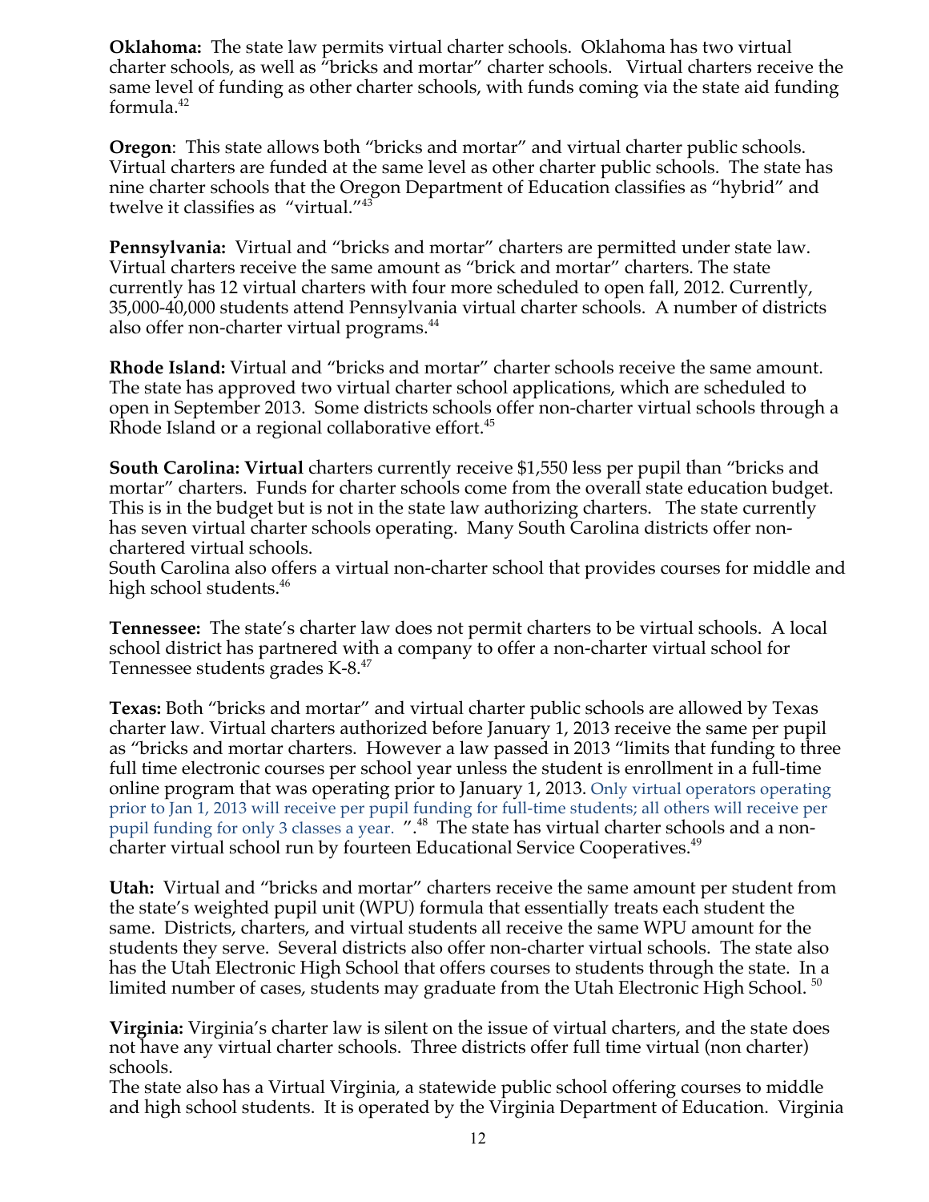**Oklahoma:** The state law permits virtual charter schools. Oklahoma has two virtual charter schools, as well as "bricks and mortar" charter schools. Virtual charters receive the same level of funding as other charter schools, with funds coming via the state aid funding formula.[42]

**Oregon**: This state allows both "bricks and mortar" and virtual charter public schools. Virtual charters are funded at the same level as other charter public schools. The state has nine charter schools that the Oregon Department of Education classifies as "hybrid" and twelve it classifies as "virtual."[43]

**Pennsylvania:** Virtual and "bricks and mortar" charters are permitted under state law. Virtual charters receive the same amount as "brick and mortar" charters. The state currently has 12 virtual charters with four more scheduled to open fall, 2012. Currently, 35,000-40,000 students attend Pennsylvania virtual charter schools. A number of districts also offer non-charter virtual programs.[44]

**Rhode Island:** Virtual and "bricks and mortar" charter schools receive the same amount. The state has approved two virtual charter school applications, which are scheduled to open in September 2013. Some districts schools offer non-charter virtual schools through a Rhode Island or a regional collaborative effort.[45]

**South Carolina: Virtual** charters currently receive $1,550 less per pupil than "bricks and mortar" charters. Funds for charter schools come from the overall state education budget. This is in the budget but is not in the state law authorizing charters. The state currently has seven virtual charter schools operating. Many South Carolina districts offer non-chartered virtual schools.
South Carolina also offers a virtual non-charter school that provides courses for middle and high school students.[46]

**Tennessee:** The state's charter law does not permit charters to be virtual schools. A local school district has partnered with a company to offer a non-charter virtual school for Tennessee students grades K-8.[47]

**Texas:** Both "bricks and mortar" and virtual charter public schools are allowed by Texas charter law. Virtual charters authorized before January 1, 2013 receive the same per pupil as "bricks and mortar charters. However a law passed in 2013 "limits that funding to three full time electronic courses per school year unless the student is enrollment in a full-time online program that was operating prior to January 1, 2013. Only virtual operators operating prior to Jan 1, 2013 will receive per pupil funding for full-time students; all others will receive per pupil funding for only 3 classes a year. ".[48] The state has virtual charter schools and a non-charter virtual school run by fourteen Educational Service Cooperatives.[49]

**Utah:** Virtual and "bricks and mortar" charters receive the same amount per student from the state's weighted pupil unit (WPU) formula that essentially treats each student the same. Districts, charters, and virtual students all receive the same WPU amount for the students they serve. Several districts also offer non-charter virtual schools. The state also has the Utah Electronic High School that offers courses to students through the state. In a limited number of cases, students may graduate from the Utah Electronic High School.[50]

**Virginia:** Virginia's charter law is silent on the issue of virtual charters, and the state does not have any virtual charter schools. Three districts offer full time virtual (non charter) schools.
The state also has a Virtual Virginia, a statewide public school offering courses to middle and high school students. It is operated by the Virginia Department of Education. Virginia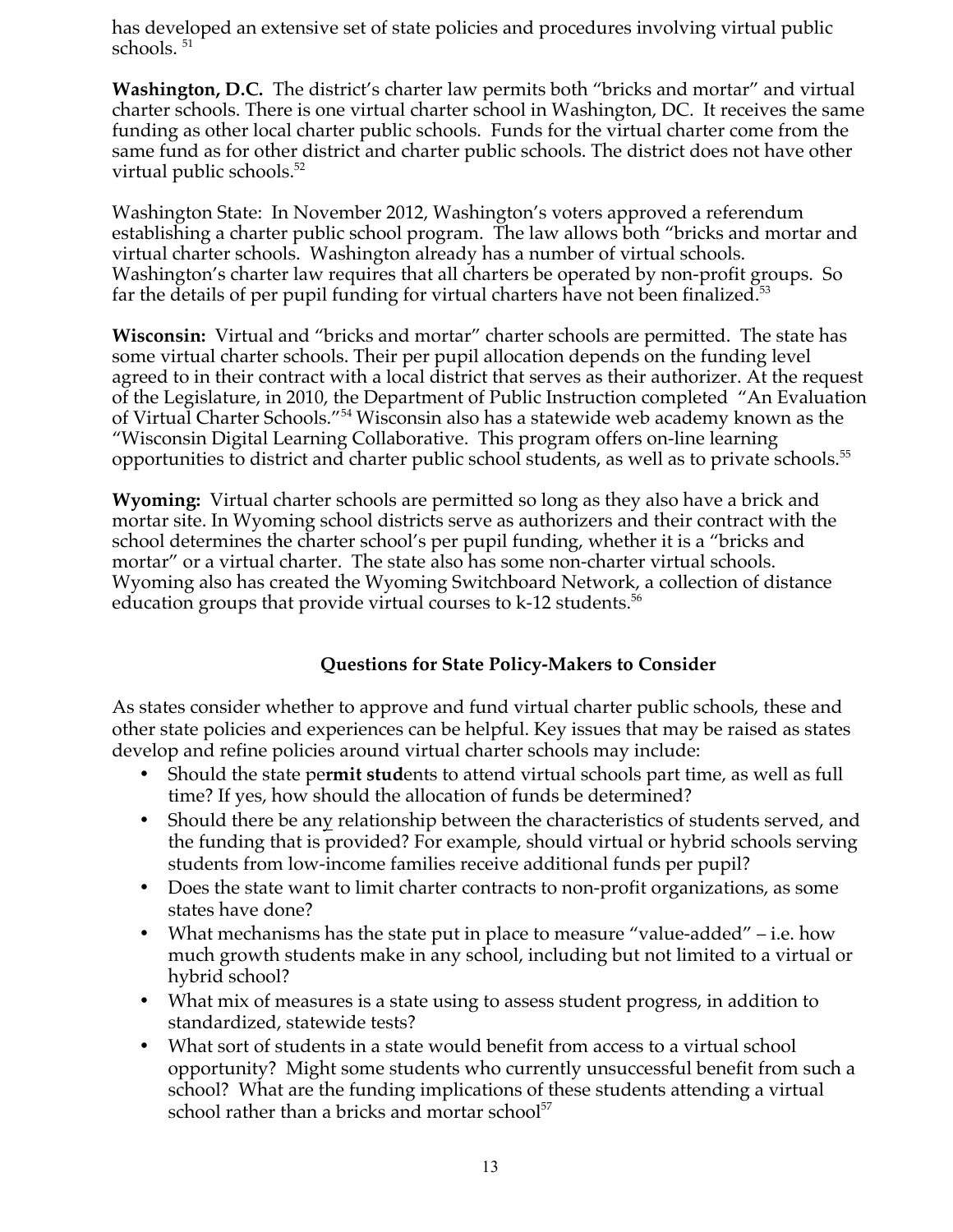has developed an extensive set of state policies and procedures involving virtual public schools. [51]

**Washington, D.C.** The district's charter law permits both "bricks and mortar" and virtual charter schools. There is one virtual charter school in Washington, DC. It receives the same funding as other local charter public schools. Funds for the virtual charter come from the same fund as for other district and charter public schools. The district does not have other virtual public schools.[52]

Washington State: In November 2012, Washington's voters approved a referendum establishing a charter public school program. The law allows both "bricks and mortar and virtual charter schools. Washington already has a number of virtual schools. Washington's charter law requires that all charters be operated by non-profit groups. So far the details of per pupil funding for virtual charters have not been finalized.[53]

**Wisconsin:** Virtual and "bricks and mortar" charter schools are permitted. The state has some virtual charter schools. Their per pupil allocation depends on the funding level agreed to in their contract with a local district that serves as their authorizer. At the request of the Legislature, in 2010, the Department of Public Instruction completed "An Evaluation of Virtual Charter Schools."[54] Wisconsin also has a statewide web academy known as the "Wisconsin Digital Learning Collaborative. This program offers on-line learning opportunities to district and charter public school students, as well as to private schools.[55]

**Wyoming:** Virtual charter schools are permitted so long as they also have a brick and mortar site. In Wyoming school districts serve as authorizers and their contract with the school determines the charter school's per pupil funding, whether it is a "bricks and mortar" or a virtual charter. The state also has some non-charter virtual schools. Wyoming also has created the Wyoming Switchboard Network, a collection of distance education groups that provide virtual courses to k-12 students.[56]

## Questions for State Policy-Makers to Consider

As states consider whether to approve and fund virtual charter public schools, these and other state policies and experiences can be helpful. Key issues that may be raised as states develop and refine policies around virtual charter schools may include:

- Should the state pe**rmit stud**ents to attend virtual schools part time, as well as full time? If yes, how should the allocation of funds be determined?
- Should there be any relationship between the characteristics of students served, and the funding that is provided? For example, should virtual or hybrid schools serving students from low-income families receive additional funds per pupil?
- Does the state want to limit charter contracts to non-profit organizations, as some states have done?
- What mechanisms has the state put in place to measure "value-added" – i.e. how much growth students make in any school, including but not limited to a virtual or hybrid school?
- What mix of measures is a state using to assess student progress, in addition to standardized, statewide tests?
- What sort of students in a state would benefit from access to a virtual school opportunity? Might some students who currently unsuccessful benefit from such a school? What are the funding implications of these students attending a virtual school rather than a bricks and mortar school[57]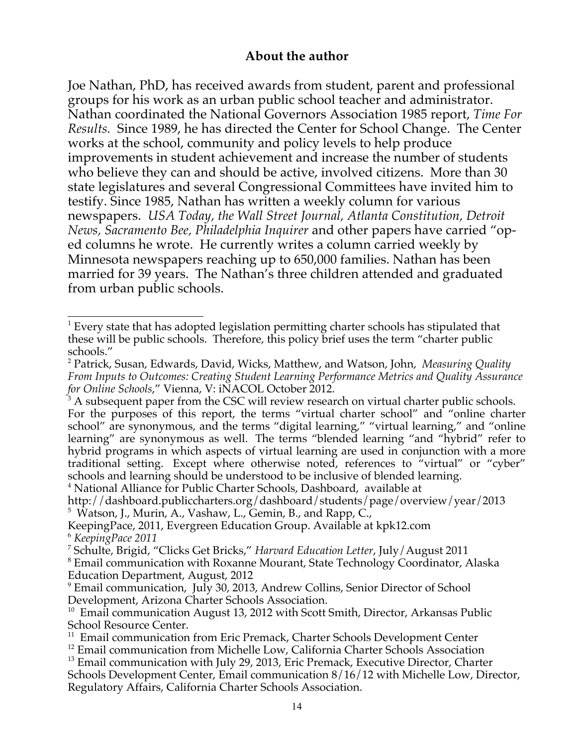## About the author

Joe Nathan, PhD, has received awards from student, parent and professional groups for his work as an urban public school teacher and administrator. Nathan coordinated the National Governors Association 1985 report, *Time For Results.* Since 1989, he has directed the Center for School Change. The Center works at the school, community and policy levels to help produce improvements in student achievement and increase the number of students who believe they can and should be active, involved citizens. More than 30 state legislatures and several Congressional Committees have invited him to testify. Since 1985, Nathan has written a weekly column for various newspapers. *USA Today, the Wall Street Journal, Atlanta Constitution, Detroit News, Sacramento Bee, Philadelphia Inquirer* and other papers have carried "op-ed columns he wrote. He currently writes a column carried weekly by Minnesota newspapers reaching up to 650,000 families. Nathan has been married for 39 years. The Nathan's three children attended and graduated from urban public schools.

---

[1] Every state that has adopted legislation permitting charter schools has stipulated that these will be public schools. Therefore, this policy brief uses the term "charter public schools."

[2] Patrick, Susan, Edwards, David, Wicks, Matthew, and Watson, John, *Measuring Quality From Inputs to Outcomes: Creating Student Learning Performance Metrics and Quality Assurance for Online Schools*," Vienna, V: iNACOL October 2012.

[3] A subsequent paper from the CSC will review research on virtual charter public schools. For the purposes of this report, the terms "virtual charter school" and "online charter school" are synonymous, and the terms "digital learning," "virtual learning," and "online learning" are synonymous as well. The terms "blended learning "and "hybrid" refer to hybrid programs in which aspects of virtual learning are used in conjunction with a more traditional setting. Except where otherwise noted, references to "virtual" or "cyber" schools and learning should be understood to be inclusive of blended learning.

[4] National Alliance for Public Charter Schools, Dashboard, available at http://dashboard.publiccharters.org/dashboard/students/page/overview/year/2013

[5] Watson, J., Murin, A., Vashaw, L., Gemin, B., and Rapp, C., KeepingPace, 2011, Evergreen Education Group. Available at kpk12.com

[6] *KeepingPace 2011*

[7] Schulte, Brigid, "Clicks Get Bricks," *Harvard Education Letter*, July/August 2011

[8] Email communication with Roxanne Mourant, State Technology Coordinator, Alaska Education Department, August, 2012

[9] Email communication, July 30, 2013, Andrew Collins, Senior Director of School Development, Arizona Charter Schools Association.

[10] Email communication August 13, 2012 with Scott Smith, Director, Arkansas Public School Resource Center.

[11] Email communication from Eric Premack, Charter Schools Development Center

[12] Email communication from Michelle Low, California Charter Schools Association

[13] Email communication with July 29, 2013, Eric Premack, Executive Director, Charter Schools Development Center, Email communication 8/16/12 with Michelle Low, Director, Regulatory Affairs, California Charter Schools Association.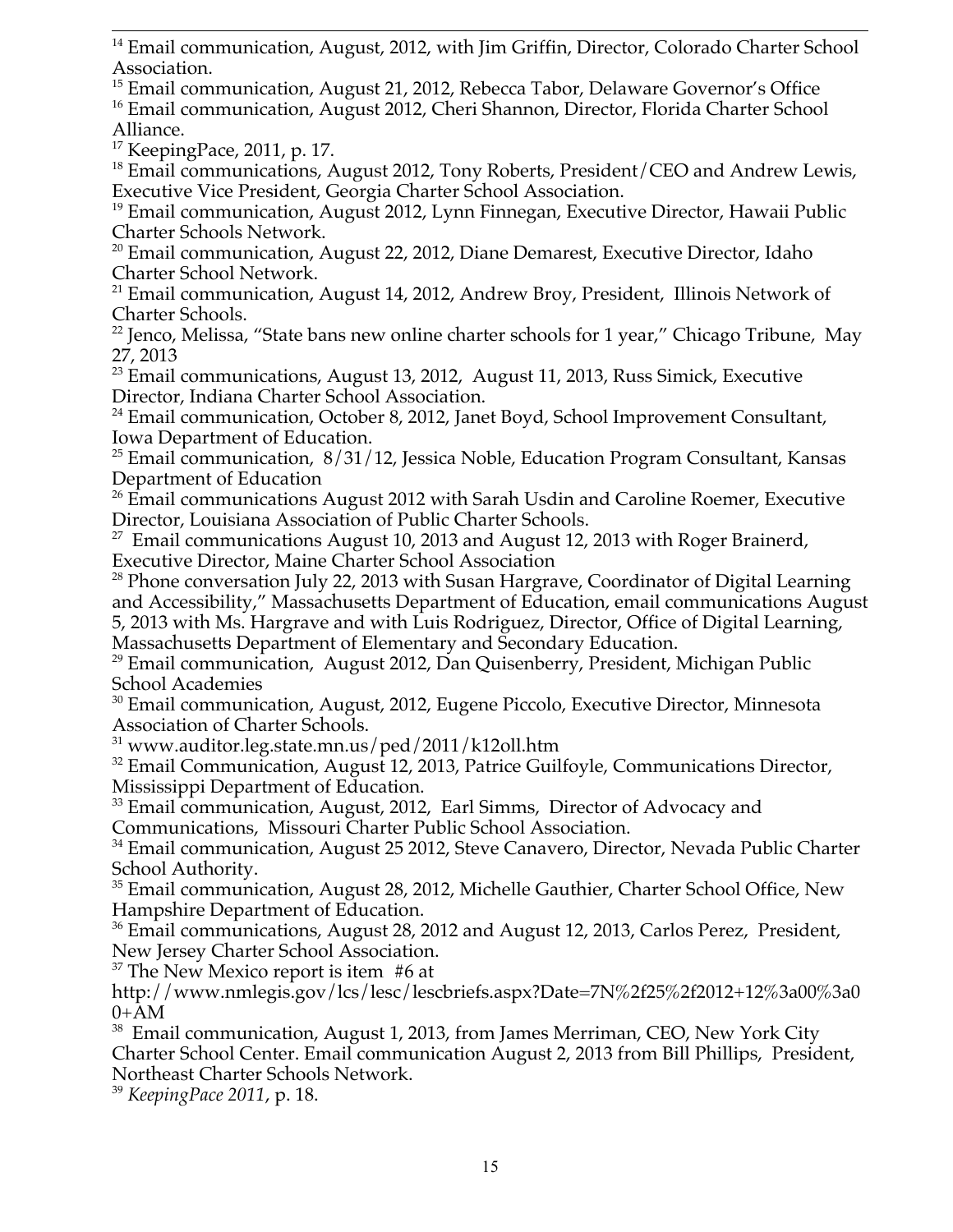[14] Email communication, August, 2012, with Jim Griffin, Director, Colorado Charter School Association.

[15] Email communication, August 21, 2012, Rebecca Tabor, Delaware Governor's Office

[16] Email communication, August 2012, Cheri Shannon, Director, Florida Charter School Alliance.

[17] KeepingPace, 2011, p. 17.

[18] Email communications, August 2012, Tony Roberts, President/CEO and Andrew Lewis, Executive Vice President, Georgia Charter School Association.

[19] Email communication, August 2012, Lynn Finnegan, Executive Director, Hawaii Public Charter Schools Network.

[20] Email communication, August 22, 2012, Diane Demarest, Executive Director, Idaho Charter School Network.

[21] Email communication, August 14, 2012, Andrew Broy, President, Illinois Network of Charter Schools.

[22] Jenco, Melissa, "State bans new online charter schools for 1 year," Chicago Tribune, May 27, 2013

[23] Email communications, August 13, 2012, August 11, 2013, Russ Simick, Executive Director, Indiana Charter School Association.

[24] Email communication, October 8, 2012, Janet Boyd, School Improvement Consultant, Iowa Department of Education.

[25] Email communication, 8/31/12, Jessica Noble, Education Program Consultant, Kansas Department of Education

[26] Email communications August 2012 with Sarah Usdin and Caroline Roemer, Executive Director, Louisiana Association of Public Charter Schools.

[27] Email communications August 10, 2013 and August 12, 2013 with Roger Brainerd, Executive Director, Maine Charter School Association

[28] Phone conversation July 22, 2013 with Susan Hargrave, Coordinator of Digital Learning and Accessibility," Massachusetts Department of Education, email communications August 5, 2013 with Ms. Hargrave and with Luis Rodriguez, Director, Office of Digital Learning, Massachusetts Department of Elementary and Secondary Education.

[29] Email communication, August 2012, Dan Quisenberry, President, Michigan Public School Academies

[30] Email communication, August, 2012, Eugene Piccolo, Executive Director, Minnesota Association of Charter Schools.

[31] www.auditor.leg.state.mn.us/ped/2011/k12oll.htm

[32] Email Communication, August 12, 2013, Patrice Guilfoyle, Communications Director, Mississippi Department of Education.

[33] Email communication, August, 2012, Earl Simms, Director of Advocacy and Communications, Missouri Charter Public School Association.

[34] Email communication, August 25 2012, Steve Canavero, Director, Nevada Public Charter School Authority.

[35] Email communication, August 28, 2012, Michelle Gauthier, Charter School Office, New Hampshire Department of Education.

[36] Email communications, August 28, 2012 and August 12, 2013, Carlos Perez, President, New Jersey Charter School Association.

[37] The New Mexico report is item #6 at http://www.nmlegis.gov/lcs/lesc/lescbriefs.aspx?Date=7N%2f25%2f2012+12%3a00%3a00+AM

[38] Email communication, August 1, 2013, from James Merriman, CEO, New York City Charter School Center. Email communication August 2, 2013 from Bill Phillips, President, Northeast Charter Schools Network.

[39] *KeepingPace 2011*, p. 18.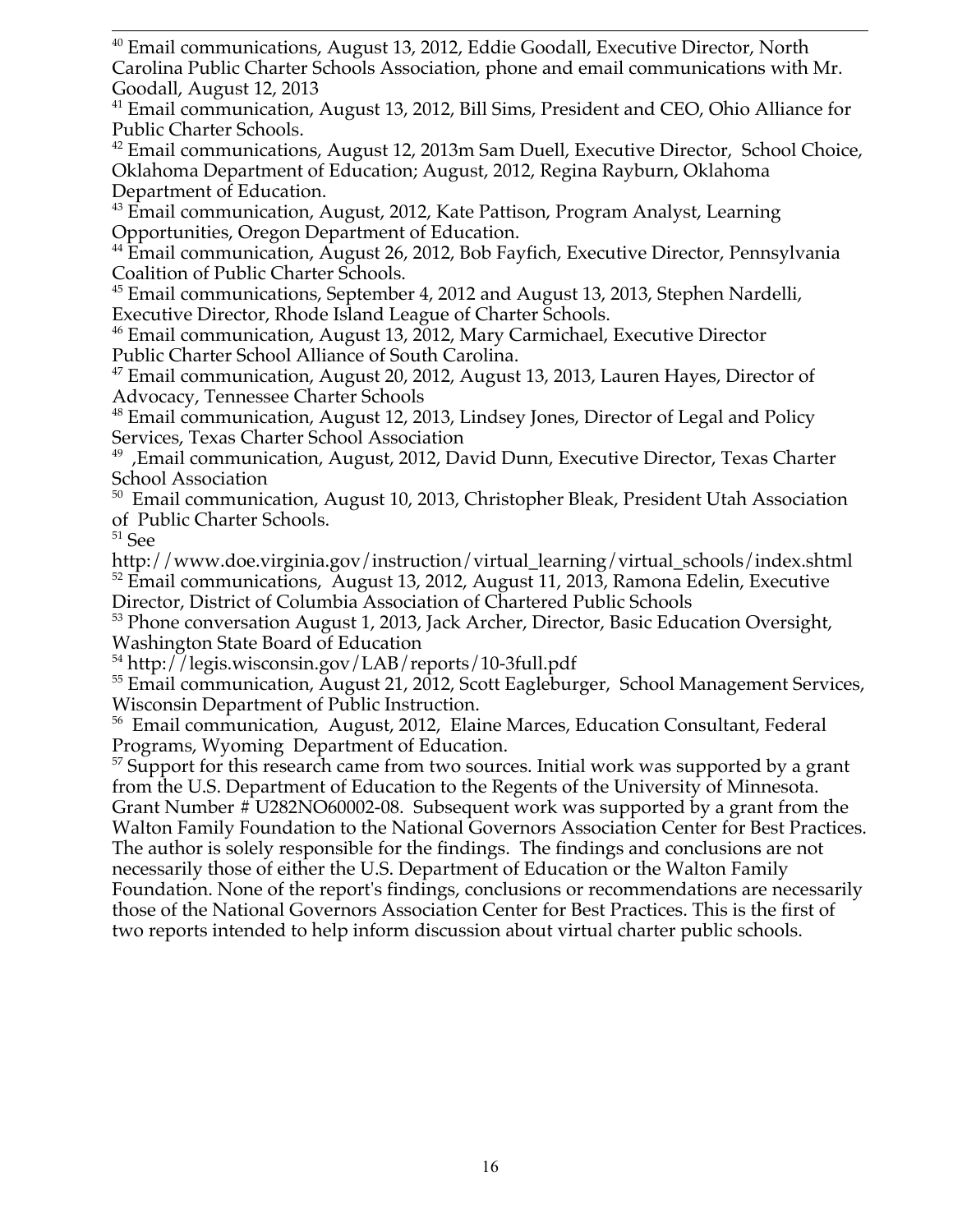[40] Email communications, August 13, 2012, Eddie Goodall, Executive Director, North Carolina Public Charter Schools Association, phone and email communications with Mr. Goodall, August 12, 2013

[41] Email communication, August 13, 2012, Bill Sims, President and CEO, Ohio Alliance for Public Charter Schools.

[42] Email communications, August 12, 2013m Sam Duell, Executive Director, School Choice, Oklahoma Department of Education; August, 2012, Regina Rayburn, Oklahoma Department of Education.

[43] Email communication, August, 2012, Kate Pattison, Program Analyst, Learning Opportunities, Oregon Department of Education.

[44] Email communication, August 26, 2012, Bob Fayfich, Executive Director, Pennsylvania Coalition of Public Charter Schools.

[45] Email communications, September 4, 2012 and August 13, 2013, Stephen Nardelli, Executive Director, Rhode Island League of Charter Schools.

[46] Email communication, August 13, 2012, Mary Carmichael, Executive Director Public Charter School Alliance of South Carolina.

[47] Email communication, August 20, 2012, August 13, 2013, Lauren Hayes, Director of Advocacy, Tennessee Charter Schools

[48] Email communication, August 12, 2013, Lindsey Jones, Director of Legal and Policy Services, Texas Charter School Association

[49] ,Email communication, August, 2012, David Dunn, Executive Director, Texas Charter School Association

[50] Email communication, August 10, 2013, Christopher Bleak, President Utah Association of Public Charter Schools.

[51] See http://www.doe.virginia.gov/instruction/virtual_learning/virtual_schools/index.shtml

[52] Email communications, August 13, 2012, August 11, 2013, Ramona Edelin, Executive Director, District of Columbia Association of Chartered Public Schools

[53] Phone conversation August 1, 2013, Jack Archer, Director, Basic Education Oversight, Washington State Board of Education

[54] http://legis.wisconsin.gov/LAB/reports/10-3full.pdf

[55] Email communication, August 21, 2012, Scott Eagleburger, School Management Services, Wisconsin Department of Public Instruction.

[56] Email communication, August, 2012, Elaine Marces, Education Consultant, Federal Programs, Wyoming Department of Education.

[57] Support for this research came from two sources. Initial work was supported by a grant from the U.S. Department of Education to the Regents of the University of Minnesota. Grant Number # U282NO60002-08. Subsequent work was supported by a grant from the Walton Family Foundation to the National Governors Association Center for Best Practices. The author is solely responsible for the findings. The findings and conclusions are not necessarily those of either the U.S. Department of Education or the Walton Family Foundation. None of the report's findings, conclusions or recommendations are necessarily those of the National Governors Association Center for Best Practices. This is the first of two reports intended to help inform discussion about virtual charter public schools.